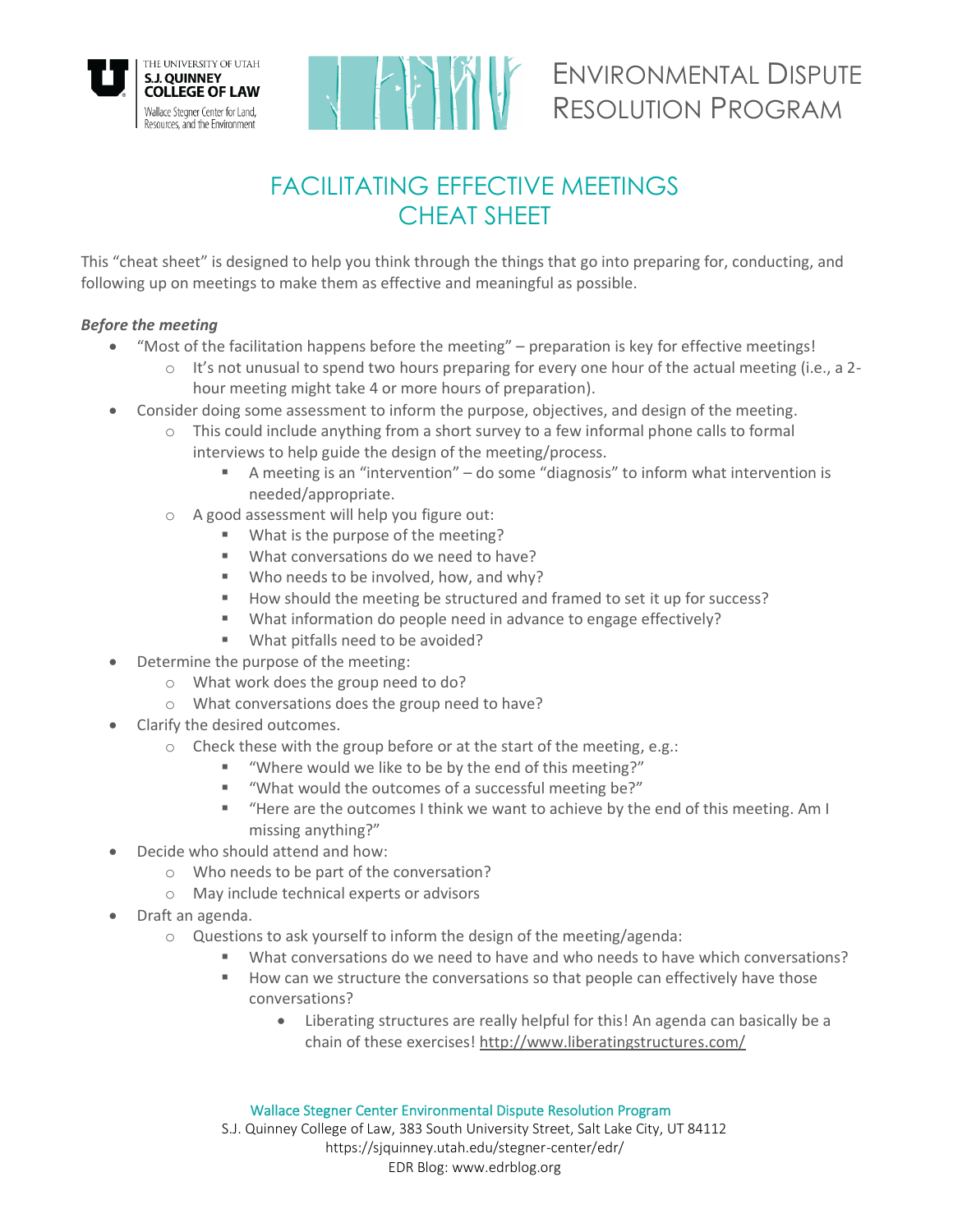# FACILITATING EFFECTIVE MEETINGS CHEAT SHEET

This "cheat sheet" is designed to help you think through the things that go into preparing for, conducting, and following up on meetings to make them as effective and meaningful as possible.

***Before the meeting***

- "Most of the facilitation happens before the meeting" – preparation is key for effective meetings!
    - It's not unusual to spend two hours preparing for every one hour of the actual meeting (i.e., a 2-hour meeting might take 4 or more hours of preparation).
- Consider doing some assessment to inform the purpose, objectives, and design of the meeting.
    - This could include anything from a short survey to a few informal phone calls to formal interviews to help guide the design of the meeting/process.
        - A meeting is an "intervention" – do some "diagnosis" to inform what intervention is needed/appropriate.
    - A good assessment will help you figure out:
        - What is the purpose of the meeting?
        - What conversations do we need to have?
        - Who needs to be involved, how, and why?
        - How should the meeting be structured and framed to set it up for success?
        - What information do people need in advance to engage effectively?
        - What pitfalls need to be avoided?
- Determine the purpose of the meeting:
    - What work does the group need to do?
    - What conversations does the group need to have?
- Clarify the desired outcomes.
    - Check these with the group before or at the start of the meeting, e.g.:
        - "Where would we like to be by the end of this meeting?"
        - "What would the outcomes of a successful meeting be?"
        - "Here are the outcomes I think we want to achieve by the end of this meeting. Am I missing anything?"
- Decide who should attend and how:
    - Who needs to be part of the conversation?
    - May include technical experts or advisors
- Draft an agenda.
    - Questions to ask yourself to inform the design of the meeting/agenda:
        - What conversations do we need to have and who needs to have which conversations?
        - How can we structure the conversations so that people can effectively have those conversations?
            - Liberating structures are really helpful for this! An agenda can basically be a chain of these exercises! http://www.liberatingstructures.com/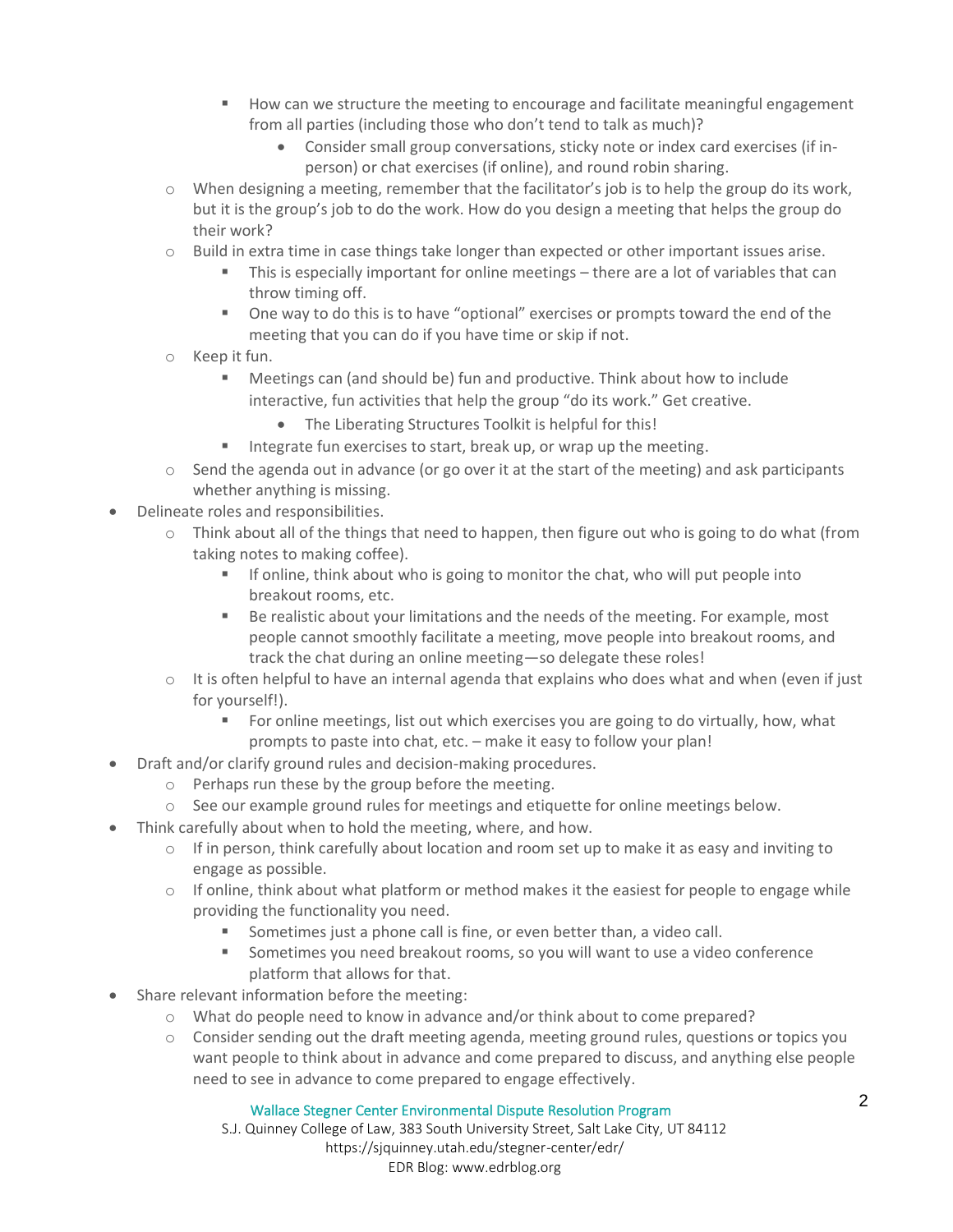- How can we structure the meeting to encourage and facilitate meaningful engagement from all parties (including those who don't tend to talk as much)?
            - Consider small group conversations, sticky note or index card exercises (if in-person) or chat exercises (if online), and round robin sharing.
    - When designing a meeting, remember that the facilitator's job is to help the group do its work, but it is the group's job to do the work. How do you design a meeting that helps the group do their work?
    - Build in extra time in case things take longer than expected or other important issues arise.
        - This is especially important for online meetings – there are a lot of variables that can throw timing off.
        - One way to do this is to have "optional" exercises or prompts toward the end of the meeting that you can do if you have time or skip if not.
    - Keep it fun.
        - Meetings can (and should be) fun and productive. Think about how to include interactive, fun activities that help the group "do its work." Get creative.
            - The Liberating Structures Toolkit is helpful for this!
        - Integrate fun exercises to start, break up, or wrap up the meeting.
    - Send the agenda out in advance (or go over it at the start of the meeting) and ask participants whether anything is missing.
- Delineate roles and responsibilities.
    - Think about all of the things that need to happen, then figure out who is going to do what (from taking notes to making coffee).
        - If online, think about who is going to monitor the chat, who will put people into breakout rooms, etc.
        - Be realistic about your limitations and the needs of the meeting. For example, most people cannot smoothly facilitate a meeting, move people into breakout rooms, and track the chat during an online meeting—so delegate these roles!
    - It is often helpful to have an internal agenda that explains who does what and when (even if just for yourself!).
        - For online meetings, list out which exercises you are going to do virtually, how, what prompts to paste into chat, etc. – make it easy to follow your plan!
- Draft and/or clarify ground rules and decision-making procedures.
    - Perhaps run these by the group before the meeting.
    - See our example ground rules for meetings and etiquette for online meetings below.
- Think carefully about when to hold the meeting, where, and how.
    - If in person, think carefully about location and room set up to make it as easy and inviting to engage as possible.
    - If online, think about what platform or method makes it the easiest for people to engage while providing the functionality you need.
        - Sometimes just a phone call is fine, or even better than, a video call.
        - Sometimes you need breakout rooms, so you will want to use a video conference platform that allows for that.
- Share relevant information before the meeting:
    - What do people need to know in advance and/or think about to come prepared?
    - Consider sending out the draft meeting agenda, meeting ground rules, questions or topics you want people to think about in advance and come prepared to discuss, and anything else people need to see in advance to come prepared to engage effectively.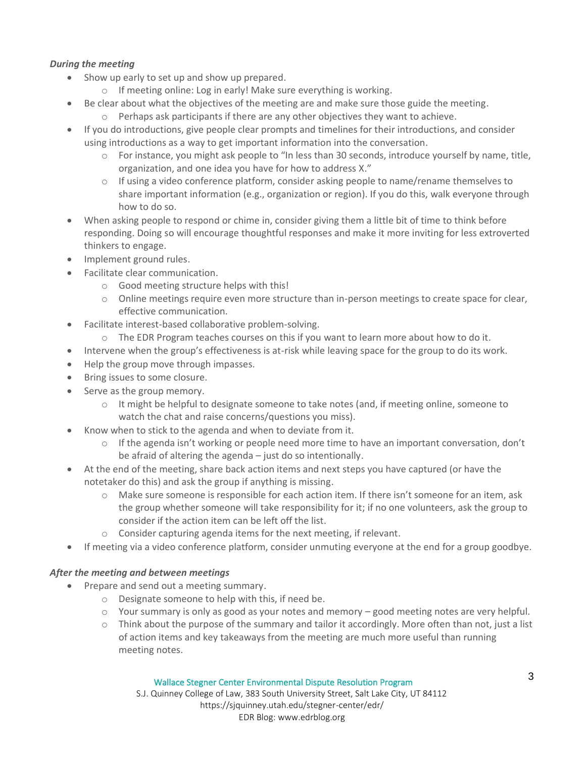***During the meeting***

- Show up early to set up and show up prepared.
    - If meeting online: Log in early! Make sure everything is working.
- Be clear about what the objectives of the meeting are and make sure those guide the meeting.
    - Perhaps ask participants if there are any other objectives they want to achieve.
- If you do introductions, give people clear prompts and timelines for their introductions, and consider using introductions as a way to get important information into the conversation.
    - For instance, you might ask people to "In less than 30 seconds, introduce yourself by name, title, organization, and one idea you have for how to address X."
    - If using a video conference platform, consider asking people to name/rename themselves to share important information (e.g., organization or region). If you do this, walk everyone through how to do so.
- When asking people to respond or chime in, consider giving them a little bit of time to think before responding. Doing so will encourage thoughtful responses and make it more inviting for less extroverted thinkers to engage.
- Implement ground rules.
- Facilitate clear communication.
    - Good meeting structure helps with this!
    - Online meetings require even more structure than in-person meetings to create space for clear, effective communication.
- Facilitate interest-based collaborative problem-solving.
    - The EDR Program teaches courses on this if you want to learn more about how to do it.
- Intervene when the group's effectiveness is at-risk while leaving space for the group to do its work.
- Help the group move through impasses.
- Bring issues to some closure.
- Serve as the group memory.
    - It might be helpful to designate someone to take notes (and, if meeting online, someone to watch the chat and raise concerns/questions you miss).
- Know when to stick to the agenda and when to deviate from it.
    - If the agenda isn't working or people need more time to have an important conversation, don't be afraid of altering the agenda – just do so intentionally.
- At the end of the meeting, share back action items and next steps you have captured (or have the notetaker do this) and ask the group if anything is missing.
    - Make sure someone is responsible for each action item. If there isn't someone for an item, ask the group whether someone will take responsibility for it; if no one volunteers, ask the group to consider if the action item can be left off the list.
    - Consider capturing agenda items for the next meeting, if relevant.
- If meeting via a video conference platform, consider unmuting everyone at the end for a group goodbye.

***After the meeting and between meetings***

- Prepare and send out a meeting summary.
    - Designate someone to help with this, if need be.
    - Your summary is only as good as your notes and memory – good meeting notes are very helpful.
    - Think about the purpose of the summary and tailor it accordingly. More often than not, just a list of action items and key takeaways from the meeting are much more useful than running meeting notes.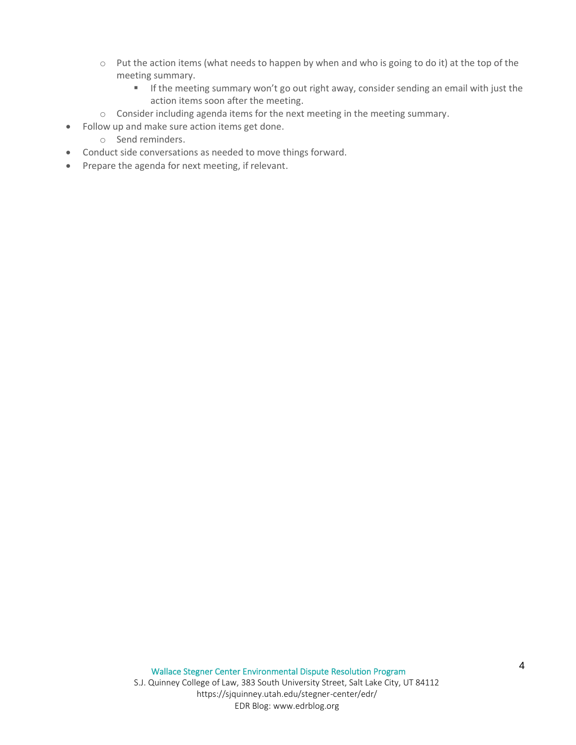- Put the action items (what needs to happen by when and who is going to do it) at the top of the meeting summary.
        - If the meeting summary won't go out right away, consider sending an email with just the action items soon after the meeting.
    - Consider including agenda items for the next meeting in the meeting summary.
- Follow up and make sure action items get done.
    - Send reminders.
- Conduct side conversations as needed to move things forward.
- Prepare the agenda for next meeting, if relevant.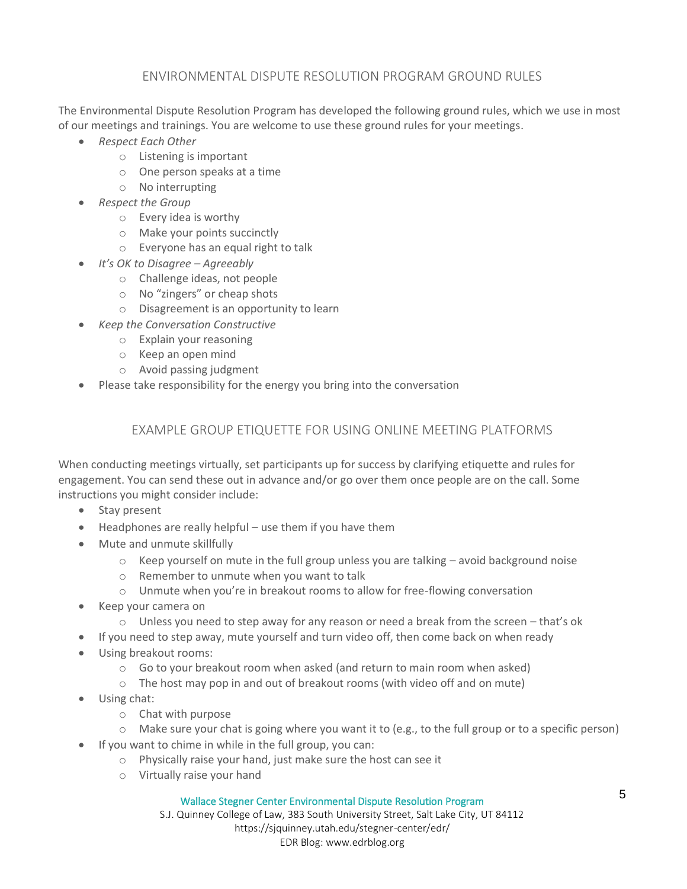## ENVIRONMENTAL DISPUTE RESOLUTION PROGRAM GROUND RULES

The Environmental Dispute Resolution Program has developed the following ground rules, which we use in most of our meetings and trainings. You are welcome to use these ground rules for your meetings.

- *Respect Each Other*
    - Listening is important
    - One person speaks at a time
    - No interrupting
- *Respect the Group*
    - Every idea is worthy
    - Make your points succinctly
    - Everyone has an equal right to talk
- *It's OK to Disagree – Agreeably*
    - Challenge ideas, not people
    - No "zingers" or cheap shots
    - Disagreement is an opportunity to learn
- *Keep the Conversation Constructive*
    - Explain your reasoning
    - Keep an open mind
    - Avoid passing judgment
- Please take responsibility for the energy you bring into the conversation

## EXAMPLE GROUP ETIQUETTE FOR USING ONLINE MEETING PLATFORMS

When conducting meetings virtually, set participants up for success by clarifying etiquette and rules for engagement. You can send these out in advance and/or go over them once people are on the call. Some instructions you might consider include:

- Stay present
- Headphones are really helpful – use them if you have them
- Mute and unmute skillfully
    - Keep yourself on mute in the full group unless you are talking – avoid background noise
    - Remember to unmute when you want to talk
    - Unmute when you're in breakout rooms to allow for free-flowing conversation
- Keep your camera on
    - Unless you need to step away for any reason or need a break from the screen – that's ok
- If you need to step away, mute yourself and turn video off, then come back on when ready
- Using breakout rooms:
    - Go to your breakout room when asked (and return to main room when asked)
    - The host may pop in and out of breakout rooms (with video off and on mute)
- Using chat:
    - Chat with purpose
    - Make sure your chat is going where you want it to (e.g., to the full group or to a specific person)
- If you want to chime in while in the full group, you can:
    - Physically raise your hand, just make sure the host can see it
    - Virtually raise your hand